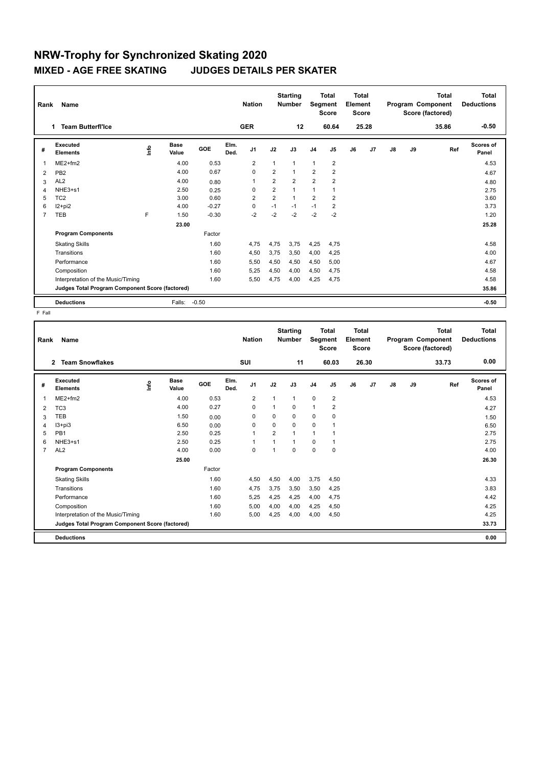# NRW-Trophy for Synchronized Skating 2020

## MIXED - AGE FREE SKATING JUDGES DETAILS PER SKATER

| Rank | Name | Nation | Starting Number | Total Segment Score | Total Element Score | Total Program Component Score (factored) | Total Deductions |
|---|---|---|---|---|---|---|---|
| 1 | Team Butterfl'Ice | GER | 12 | 60.64 | 25.28 | 35.86 | -0.50 |

| # | Executed Elements | Info | Base Value | GOE | Elm. Ded. | J1 | J2 | J3 | J4 | J5 | J6 | J7 | J8 | J9 | Ref | Scores of Panel |
|---|---|---|---|---|---|---|---|---|---|---|---|---|---|---|---|---|
| 1 | ME2+fm2 | | 4.00 | 0.53 | | 2 | 1 | 1 | 1 | 2 | | | | | | 4.53 |
| 2 | PB2 | | 4.00 | 0.67 | | 0 | 2 | 1 | 2 | 2 | | | | | | 4.67 |
| 3 | AL2 | | 4.00 | 0.80 | | 1 | 2 | 2 | 2 | 2 | | | | | | 4.80 |
| 4 | NHE3+s1 | | 2.50 | 0.25 | | 0 | 2 | 1 | 1 | 1 | | | | | | 2.75 |
| 5 | TC2 | | 3.00 | 0.60 | | 2 | 2 | 1 | 2 | 2 | | | | | | 3.60 |
| 6 | I2+pi2 | | 4.00 | -0.27 | | 0 | -1 | -1 | -1 | 2 | | | | | | 3.73 |
| 7 | TEB | F | 1.50 | -0.30 | | -2 | -2 | -2 | -2 | -2 | | | | | | 1.20 |
| | | | 23.00 | | | | | | | | | | | | | 25.28 |
| | **Program Components** | | | Factor | | | | | | | | | | | | |
| | Skating Skills | | | 1.60 | | 4,75 | 4,75 | 3,75 | 4,25 | 4,75 | | | | | | 4.58 |
| | Transitions | | | 1.60 | | 4,50 | 3,75 | 3,50 | 4,00 | 4,25 | | | | | | 4.00 |
| | Performance | | | 1.60 | | 5,50 | 4,50 | 4,50 | 4,50 | 5,00 | | | | | | 4.67 |
| | Composition | | | 1.60 | | 5,25 | 4,50 | 4,00 | 4,50 | 4,75 | | | | | | 4.58 |
| | Interpretation of the Music/Timing | | | 1.60 | | 5,50 | 4,75 | 4,00 | 4,25 | 4,75 | | | | | | 4.58 |
| | **Judges Total Program Component Score (factored)** | | | | | | | | | | | | | | | 35.86 |
| | **Deductions** | | Falls: | -0.50 | | | | | | | | | | | | -0.50 |

F Fall

| Rank | Name | Nation | Starting Number | Total Segment Score | Total Element Score | Total Program Component Score (factored) | Total Deductions |
|---|---|---|---|---|---|---|---|
| 2 | Team Snowflakes | SUI | 11 | 60.03 | 26.30 | 33.73 | 0.00 |

| # | Executed Elements | Info | Base Value | GOE | Elm. Ded. | J1 | J2 | J3 | J4 | J5 | J6 | J7 | J8 | J9 | Ref | Scores of Panel |
|---|---|---|---|---|---|---|---|---|---|---|---|---|---|---|---|---|
| 1 | ME2+fm2 | | 4.00 | 0.53 | | 2 | 1 | 1 | 0 | 2 | | | | | | 4.53 |
| 2 | TC3 | | 4.00 | 0.27 | | 0 | 1 | 0 | 1 | 2 | | | | | | 4.27 |
| 3 | TEB | | 1.50 | 0.00 | | 0 | 0 | 0 | 0 | 0 | | | | | | 1.50 |
| 4 | I3+pi3 | | 6.50 | 0.00 | | 0 | 0 | 0 | 0 | 1 | | | | | | 6.50 |
| 5 | PB1 | | 2.50 | 0.25 | | 1 | 2 | 1 | 1 | 1 | | | | | | 2.75 |
| 6 | NHE3+s1 | | 2.50 | 0.25 | | 1 | 1 | 1 | 0 | 1 | | | | | | 2.75 |
| 7 | AL2 | | 4.00 | 0.00 | | 0 | 1 | 0 | 0 | 0 | | | | | | 4.00 |
| | | | 25.00 | | | | | | | | | | | | | 26.30 |
| | **Program Components** | | | Factor | | | | | | | | | | | | |
| | Skating Skills | | | 1.60 | | 4,50 | 4,50 | 4,00 | 3,75 | 4,50 | | | | | | 4.33 |
| | Transitions | | | 1.60 | | 4,75 | 3,75 | 3,50 | 3,50 | 4,25 | | | | | | 3.83 |
| | Performance | | | 1.60 | | 5,25 | 4,25 | 4,25 | 4,00 | 4,75 | | | | | | 4.42 |
| | Composition | | | 1.60 | | 5,00 | 4,00 | 4,00 | 4,25 | 4,50 | | | | | | 4.25 |
| | Interpretation of the Music/Timing | | | 1.60 | | 5,00 | 4,25 | 4,00 | 4,00 | 4,50 | | | | | | 4.25 |
| | **Judges Total Program Component Score (factored)** | | | | | | | | | | | | | | | 33.73 |
| | **Deductions** | | | | | | | | | | | | | | | 0.00 |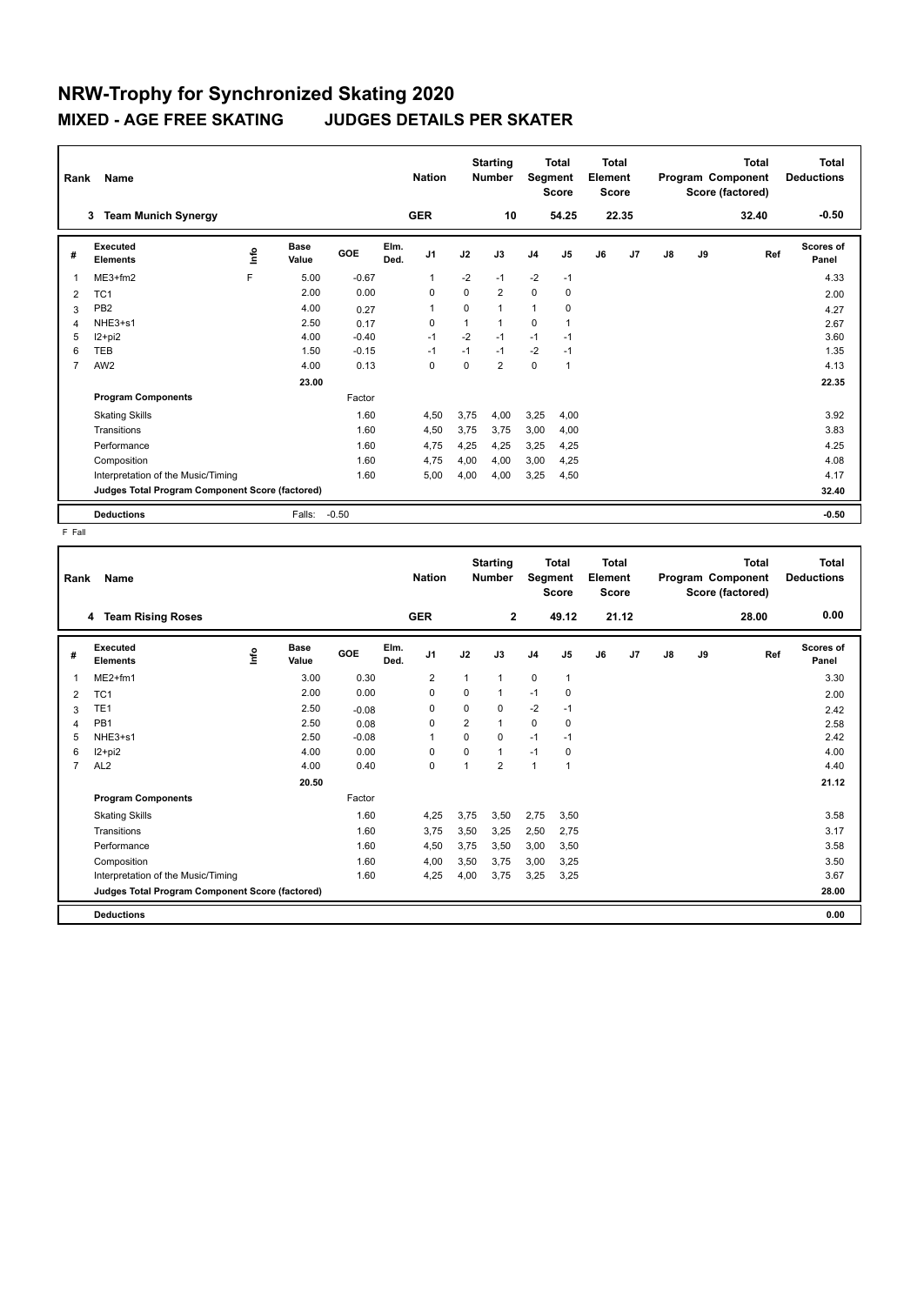# NRW-Trophy for Synchronized Skating 2020

## MIXED - AGE FREE SKATING    JUDGES DETAILS PER SKATER

| Rank | Name | Nation | Starting Number | Total Segment Score | Total Element Score | Total Program Component Score (factored) | Total Deductions |
|---|---|---|---|---|---|---|---|
| 3 | Team Munich Synergy | GER | 10 | 54.25 | 22.35 | 32.40 | -0.50 |

| # | Executed Elements | Info | Base Value | GOE | Elm. Ded. | J1 | J2 | J3 | J4 | J5 | J6 | J7 | J8 | J9 | Ref | Scores of Panel |
|---|---|---|---|---|---|---|---|---|---|---|---|---|---|---|---|---|
| 1 | ME3+fm2 | F | 5.00 | -0.67 | | 1 | -2 | -1 | -2 | -1 | | | | | | 4.33 |
| 2 | TC1 | | 2.00 | 0.00 | | 0 | 0 | 2 | 0 | 0 | | | | | | 2.00 |
| 3 | PB2 | | 4.00 | 0.27 | | 1 | 0 | 1 | 1 | 0 | | | | | | 4.27 |
| 4 | NHE3+s1 | | 2.50 | 0.17 | | 0 | 1 | 1 | 0 | 1 | | | | | | 2.67 |
| 5 | I2+pi2 | | 4.00 | -0.40 | | -1 | -2 | -1 | -1 | -1 | | | | | | 3.60 |
| 6 | TEB | | 1.50 | -0.15 | | -1 | -1 | -1 | -2 | -1 | | | | | | 1.35 |
| 7 | AW2 | | 4.00 | 0.13 | | 0 | 0 | 2 | 0 | 1 | | | | | | 4.13 |
| | | | 23.00 | | | | | | | | | | | | | 22.35 |
| | **Program Components** | | | Factor | | | | | | | | | | | | |
| | Skating Skills | | | 1.60 | | 4,50 | 3,75 | 4,00 | 3,25 | 4,00 | | | | | | 3.92 |
| | Transitions | | | 1.60 | | 4,50 | 3,75 | 3,75 | 3,00 | 4,00 | | | | | | 3.83 |
| | Performance | | | 1.60 | | 4,75 | 4,25 | 4,25 | 3,25 | 4,25 | | | | | | 4.25 |
| | Composition | | | 1.60 | | 4,75 | 4,00 | 4,00 | 3,00 | 4,25 | | | | | | 4.08 |
| | Interpretation of the Music/Timing | | | 1.60 | | 5,00 | 4,00 | 4,00 | 3,25 | 4,50 | | | | | | 4.17 |
| | **Judges Total Program Component Score (factored)** | | | | | | | | | | | | | | | 32.40 |
| | **Deductions** | | Falls: | -0.50 | | | | | | | | | | | | -0.50 |

F Fall

| Rank | Name | Nation | Starting Number | Total Segment Score | Total Element Score | Total Program Component Score (factored) | Total Deductions |
|---|---|---|---|---|---|---|---|
| 4 | Team Rising Roses | GER | 2 | 49.12 | 21.12 | 28.00 | 0.00 |

| # | Executed Elements | Info | Base Value | GOE | Elm. Ded. | J1 | J2 | J3 | J4 | J5 | J6 | J7 | J8 | J9 | Ref | Scores of Panel |
|---|---|---|---|---|---|---|---|---|---|---|---|---|---|---|---|---|
| 1 | ME2+fm1 | | 3.00 | 0.30 | | 2 | 1 | 1 | 0 | 1 | | | | | | 3.30 |
| 2 | TC1 | | 2.00 | 0.00 | | 0 | 0 | 1 | -1 | 0 | | | | | | 2.00 |
| 3 | TE1 | | 2.50 | -0.08 | | 0 | 0 | 0 | -2 | -1 | | | | | | 2.42 |
| 4 | PB1 | | 2.50 | 0.08 | | 0 | 2 | 1 | 0 | 0 | | | | | | 2.58 |
| 5 | NHE3+s1 | | 2.50 | -0.08 | | 1 | 0 | 0 | -1 | -1 | | | | | | 2.42 |
| 6 | I2+pi2 | | 4.00 | 0.00 | | 0 | 0 | 1 | -1 | 0 | | | | | | 4.00 |
| 7 | AL2 | | 4.00 | 0.40 | | 0 | 1 | 2 | 1 | 1 | | | | | | 4.40 |
| | | | 20.50 | | | | | | | | | | | | | 21.12 |
| | **Program Components** | | | Factor | | | | | | | | | | | | |
| | Skating Skills | | | 1.60 | | 4,25 | 3,75 | 3,50 | 2,75 | 3,50 | | | | | | 3.58 |
| | Transitions | | | 1.60 | | 3,75 | 3,50 | 3,25 | 2,50 | 2,75 | | | | | | 3.17 |
| | Performance | | | 1.60 | | 4,50 | 3,75 | 3,50 | 3,00 | 3,50 | | | | | | 3.58 |
| | Composition | | | 1.60 | | 4,00 | 3,50 | 3,75 | 3,00 | 3,25 | | | | | | 3.50 |
| | Interpretation of the Music/Timing | | | 1.60 | | 4,25 | 4,00 | 3,75 | 3,25 | 3,25 | | | | | | 3.67 |
| | **Judges Total Program Component Score (factored)** | | | | | | | | | | | | | | | 28.00 |
| | **Deductions** | | | | | | | | | | | | | | | 0.00 |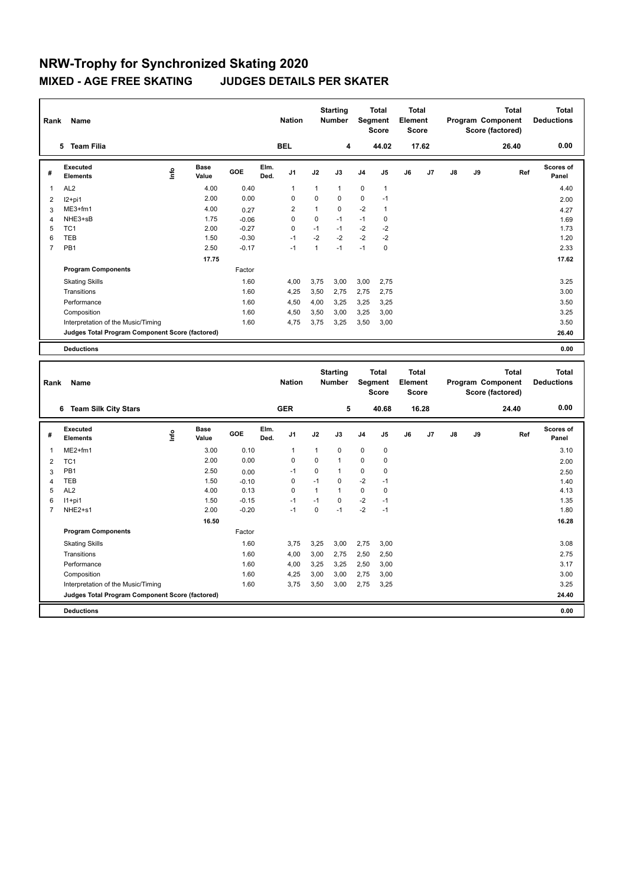# NRW-Trophy for Synchronized Skating 2020

## MIXED - AGE FREE SKATING JUDGES DETAILS PER SKATER

| Rank | Name | Nation | Starting Number | Total Segment Score | Total Element Score | Total Program Component Score (factored) | Total Deductions |
|---|---|---|---|---|---|---|---|
| 5 | Team Filia | BEL | 4 | 44.02 | 17.62 | 26.40 | 0.00 |

| # | Executed Elements | Info | Base Value | GOE | Elm. Ded. | J1 | J2 | J3 | J4 | J5 | J6 | J7 | J8 | J9 | Ref | Scores of Panel |
|---|---|---|---|---|---|---|---|---|---|---|---|---|---|---|---|---|
| 1 | AL2 | | 4.00 | 0.40 | | 1 | 1 | 1 | 0 | 1 | | | | | | 4.40 |
| 2 | I2+pi1 | | 2.00 | 0.00 | | 0 | 0 | 0 | 0 | -1 | | | | | | 2.00 |
| 3 | ME3+fm1 | | 4.00 | 0.27 | | 2 | 1 | 0 | -2 | 1 | | | | | | 4.27 |
| 4 | NHE3+sB | | 1.75 | -0.06 | | 0 | 0 | -1 | -1 | 0 | | | | | | 1.69 |
| 5 | TC1 | | 2.00 | -0.27 | | 0 | -1 | -1 | -2 | -2 | | | | | | 1.73 |
| 6 | TEB | | 1.50 | -0.30 | | -1 | -2 | -2 | -2 | -2 | | | | | | 1.20 |
| 7 | PB1 | | 2.50 | -0.17 | | -1 | 1 | -1 | -1 | 0 | | | | | | 2.33 |
| | | | 17.75 | | | | | | | | | | | | | 17.62 |
| | **Program Components** | | | Factor | | | | | | | | | | | | |
| | Skating Skills | | | 1.60 | | 4,00 | 3,75 | 3,00 | 3,00 | 2,75 | | | | | | 3.25 |
| | Transitions | | | 1.60 | | 4,25 | 3,50 | 2,75 | 2,75 | 2,75 | | | | | | 3.00 |
| | Performance | | | 1.60 | | 4,50 | 4,00 | 3,25 | 3,25 | 3,25 | | | | | | 3.50 |
| | Composition | | | 1.60 | | 4,50 | 3,50 | 3,00 | 3,25 | 3,00 | | | | | | 3.25 |
| | Interpretation of the Music/Timing | | | 1.60 | | 4,75 | 3,75 | 3,25 | 3,50 | 3,00 | | | | | | 3.50 |
| | **Judges Total Program Component Score (factored)** | | | | | | | | | | | | | | | 26.40 |
| | **Deductions** | | | | | | | | | | | | | | | 0.00 |

| Rank | Name | Nation | Starting Number | Total Segment Score | Total Element Score | Total Program Component Score (factored) | Total Deductions |
|---|---|---|---|---|---|---|---|
| 6 | Team Silk City Stars | GER | 5 | 40.68 | 16.28 | 24.40 | 0.00 |

| # | Executed Elements | Info | Base Value | GOE | Elm. Ded. | J1 | J2 | J3 | J4 | J5 | J6 | J7 | J8 | J9 | Ref | Scores of Panel |
|---|---|---|---|---|---|---|---|---|---|---|---|---|---|---|---|---|
| 1 | ME2+fm1 | | 3.00 | 0.10 | | 1 | 1 | 0 | 0 | 0 | | | | | | 3.10 |
| 2 | TC1 | | 2.00 | 0.00 | | 0 | 0 | 1 | 0 | 0 | | | | | | 2.00 |
| 3 | PB1 | | 2.50 | 0.00 | | -1 | 0 | 1 | 0 | 0 | | | | | | 2.50 |
| 4 | TEB | | 1.50 | -0.10 | | 0 | -1 | 0 | -2 | -1 | | | | | | 1.40 |
| 5 | AL2 | | 4.00 | 0.13 | | 0 | 1 | 1 | 0 | 0 | | | | | | 4.13 |
| 6 | I1+pi1 | | 1.50 | -0.15 | | -1 | -1 | 0 | -2 | -1 | | | | | | 1.35 |
| 7 | NHE2+s1 | | 2.00 | -0.20 | | -1 | 0 | -1 | -2 | -1 | | | | | | 1.80 |
| | | | 16.50 | | | | | | | | | | | | | 16.28 |
| | **Program Components** | | | Factor | | | | | | | | | | | | |
| | Skating Skills | | | 1.60 | | 3,75 | 3,25 | 3,00 | 2,75 | 3,00 | | | | | | 3.08 |
| | Transitions | | | 1.60 | | 4,00 | 3,00 | 2,75 | 2,50 | 2,50 | | | | | | 2.75 |
| | Performance | | | 1.60 | | 4,00 | 3,25 | 3,25 | 2,50 | 3,00 | | | | | | 3.17 |
| | Composition | | | 1.60 | | 4,25 | 3,00 | 3,00 | 2,75 | 3,00 | | | | | | 3.00 |
| | Interpretation of the Music/Timing | | | 1.60 | | 3,75 | 3,50 | 3,00 | 2,75 | 3,25 | | | | | | 3.25 |
| | **Judges Total Program Component Score (factored)** | | | | | | | | | | | | | | | 24.40 |
| | **Deductions** | | | | | | | | | | | | | | | 0.00 |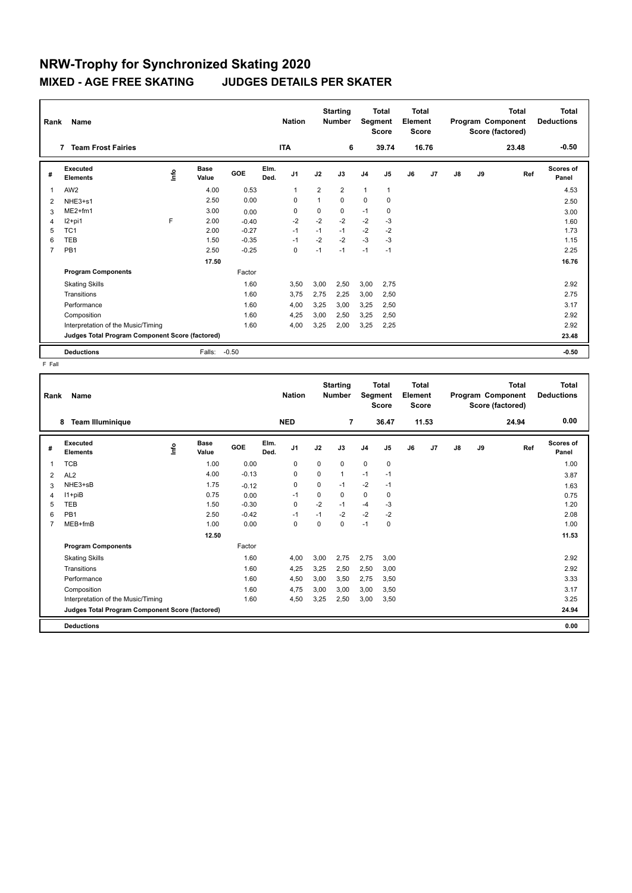# NRW-Trophy for Synchronized Skating 2020

## MIXED - AGE FREE SKATING JUDGES DETAILS PER SKATER

| Rank | Name | Nation | Starting Number | Total Segment Score | Total Element Score | Total Program Component Score (factored) | Total Deductions |
|---|---|---|---|---|---|---|---|
| 7 | Team Frost Fairies | ITA | 6 | 39.74 | 16.76 | 23.48 | -0.50 |

| # | Executed Elements | Info | Base Value | GOE | Elm. Ded. | J1 | J2 | J3 | J4 | J5 | J6 | J7 | J8 | J9 | Ref | Scores of Panel |
|---|---|---|---|---|---|---|---|---|---|---|---|---|---|---|---|---|
| 1 | AW2 | | 4.00 | 0.53 | | 1 | 2 | 2 | 1 | 1 | | | | | | 4.53 |
| 2 | NHE3+s1 | | 2.50 | 0.00 | | 0 | 1 | 0 | 0 | 0 | | | | | | 2.50 |
| 3 | ME2+fm1 | | 3.00 | 0.00 | | 0 | 0 | 0 | -1 | 0 | | | | | | 3.00 |
| 4 | I2+pi1 | F | 2.00 | -0.40 | | -2 | -2 | -2 | -2 | -3 | | | | | | 1.60 |
| 5 | TC1 | | 2.00 | -0.27 | | -1 | -1 | -1 | -2 | -2 | | | | | | 1.73 |
| 6 | TEB | | 1.50 | -0.35 | | -1 | -2 | -2 | -3 | -3 | | | | | | 1.15 |
| 7 | PB1 | | 2.50 | -0.25 | | 0 | -1 | -1 | -1 | -1 | | | | | | 2.25 |
| | | | 17.50 | | | | | | | | | | | | | 16.76 |
| | **Program Components** | | | Factor | | | | | | | | | | | | |
| | Skating Skills | | | 1.60 | | 3,50 | 3,00 | 2,50 | 3,00 | 2,75 | | | | | | 2.92 |
| | Transitions | | | 1.60 | | 3,75 | 2,75 | 2,25 | 3,00 | 2,50 | | | | | | 2.75 |
| | Performance | | | 1.60 | | 4,00 | 3,25 | 3,00 | 3,25 | 2,50 | | | | | | 3.17 |
| | Composition | | | 1.60 | | 4,25 | 3,00 | 2,50 | 3,25 | 2,50 | | | | | | 2.92 |
| | Interpretation of the Music/Timing | | | 1.60 | | 4,00 | 3,25 | 2,00 | 3,25 | 2,25 | | | | | | 2.92 |
| | **Judges Total Program Component Score (factored)** | | | | | | | | | | | | | | | 23.48 |
| | **Deductions** | | Falls: | -0.50 | | | | | | | | | | | | -0.50 |

F Fall

| Rank | Name | Nation | Starting Number | Total Segment Score | Total Element Score | Total Program Component Score (factored) | Total Deductions |
|---|---|---|---|---|---|---|---|
| 8 | Team Illuminique | NED | 7 | 36.47 | 11.53 | 24.94 | 0.00 |

| # | Executed Elements | Info | Base Value | GOE | Elm. Ded. | J1 | J2 | J3 | J4 | J5 | J6 | J7 | J8 | J9 | Ref | Scores of Panel |
|---|---|---|---|---|---|---|---|---|---|---|---|---|---|---|---|---|
| 1 | TCB | | 1.00 | 0.00 | | 0 | 0 | 0 | 0 | 0 | | | | | | 1.00 |
| 2 | AL2 | | 4.00 | -0.13 | | 0 | 0 | 1 | -1 | -1 | | | | | | 3.87 |
| 3 | NHE3+sB | | 1.75 | -0.12 | | 0 | 0 | -1 | -2 | -1 | | | | | | 1.63 |
| 4 | I1+piB | | 0.75 | 0.00 | | -1 | 0 | 0 | 0 | 0 | | | | | | 0.75 |
| 5 | TEB | | 1.50 | -0.30 | | 0 | -2 | -1 | -4 | -3 | | | | | | 1.20 |
| 6 | PB1 | | 2.50 | -0.42 | | -1 | -1 | -2 | -2 | -2 | | | | | | 2.08 |
| 7 | MEB+fmB | | 1.00 | 0.00 | | 0 | 0 | 0 | -1 | 0 | | | | | | 1.00 |
| | | | 12.50 | | | | | | | | | | | | | 11.53 |
| | **Program Components** | | | Factor | | | | | | | | | | | | |
| | Skating Skills | | | 1.60 | | 4,00 | 3,00 | 2,75 | 2,75 | 3,00 | | | | | | 2.92 |
| | Transitions | | | 1.60 | | 4,25 | 3,25 | 2,50 | 2,50 | 3,00 | | | | | | 2.92 |
| | Performance | | | 1.60 | | 4,50 | 3,00 | 3,50 | 2,75 | 3,50 | | | | | | 3.33 |
| | Composition | | | 1.60 | | 4,75 | 3,00 | 3,00 | 3,00 | 3,50 | | | | | | 3.17 |
| | Interpretation of the Music/Timing | | | 1.60 | | 4,50 | 3,25 | 2,50 | 3,00 | 3,50 | | | | | | 3.25 |
| | **Judges Total Program Component Score (factored)** | | | | | | | | | | | | | | | 24.94 |
| | **Deductions** | | | | | | | | | | | | | | | 0.00 |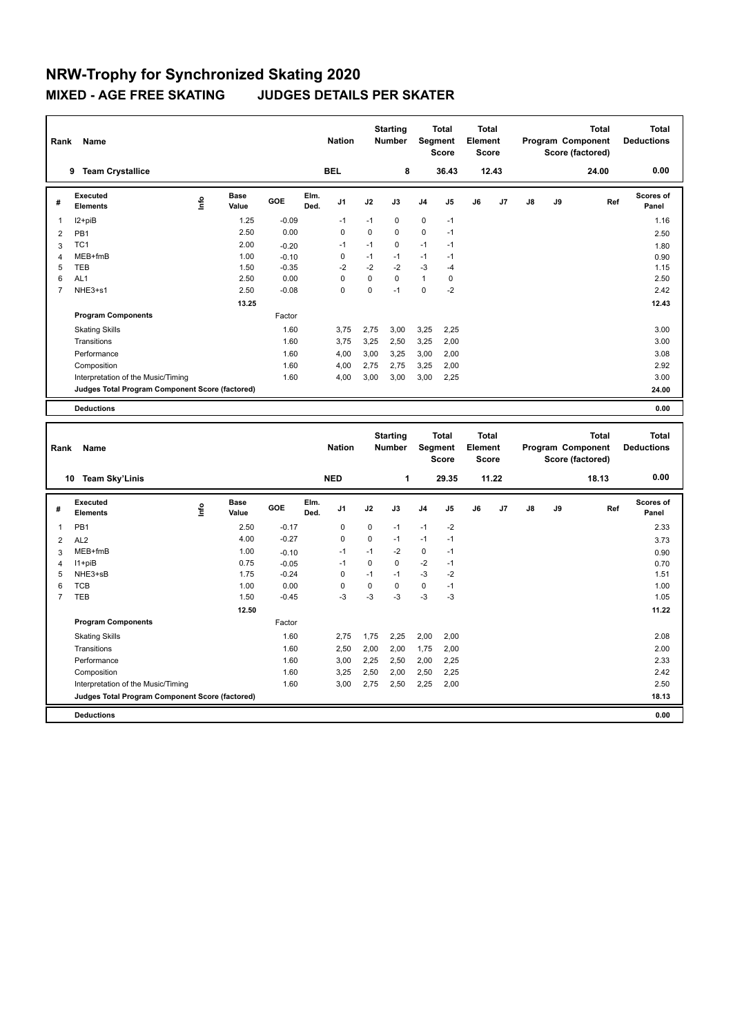# NRW-Trophy for Synchronized Skating 2020

## MIXED - AGE FREE SKATING JUDGES DETAILS PER SKATER

| Rank | Name | Nation | Starting Number | Total Segment Score | Total Element Score | Total Program Component Score (factored) | Total Deductions |
|---|---|---|---|---|---|---|---|
| 9 | Team Crystallice | BEL | 8 | 36.43 | 12.43 | 24.00 | 0.00 |

| # | Executed Elements | Info | Base Value | GOE | Elm. Ded. | J1 | J2 | J3 | J4 | J5 | J6 | J7 | J8 | J9 | Ref | Scores of Panel |
|---|---|---|---|---|---|---|---|---|---|---|---|---|---|---|---|---|
| 1 | I2+piB | | 1.25 | -0.09 | | -1 | -1 | 0 | 0 | -1 | | | | | | 1.16 |
| 2 | PB1 | | 2.50 | 0.00 | | 0 | 0 | 0 | 0 | -1 | | | | | | 2.50 |
| 3 | TC1 | | 2.00 | -0.20 | | -1 | -1 | 0 | -1 | -1 | | | | | | 1.80 |
| 4 | MEB+fmB | | 1.00 | -0.10 | | 0 | -1 | -1 | -1 | -1 | | | | | | 0.90 |
| 5 | TEB | | 1.50 | -0.35 | | -2 | -2 | -2 | -3 | -4 | | | | | | 1.15 |
| 6 | AL1 | | 2.50 | 0.00 | | 0 | 0 | 0 | 1 | 0 | | | | | | 2.50 |
| 7 | NHE3+s1 | | 2.50 | -0.08 | | 0 | 0 | -1 | 0 | -2 | | | | | | 2.42 |
| | | | 13.25 | | | | | | | | | | | | | 12.43 |

| Program Components | Factor | J1 | J2 | J3 | J4 | J5 | J6 | J7 | J8 | J9 | Scores of Panel |
|---|---|---|---|---|---|---|---|---|---|---|---|
| Skating Skills | 1.60 | 3,75 | 2,75 | 3,00 | 3,25 | 2,25 | | | | | 3.00 |
| Transitions | 1.60 | 3,75 | 3,25 | 2,50 | 3,25 | 2,00 | | | | | 3.00 |
| Performance | 1.60 | 4,00 | 3,00 | 3,25 | 3,00 | 2,00 | | | | | 3.08 |
| Composition | 1.60 | 4,00 | 2,75 | 2,75 | 3,25 | 2,00 | | | | | 2.92 |
| Interpretation of the Music/Timing | 1.60 | 4,00 | 3,00 | 3,00 | 3,00 | 2,25 | | | | | 3.00 |
| Judges Total Program Component Score (factored) | | | | | | | | | | | 24.00 |

| Deductions | 0.00 |
|---|---|

| Rank | Name | Nation | Starting Number | Total Segment Score | Total Element Score | Total Program Component Score (factored) | Total Deductions |
|---|---|---|---|---|---|---|---|
| 10 | Team Sky'Linis | NED | 1 | 29.35 | 11.22 | 18.13 | 0.00 |

| # | Executed Elements | Info | Base Value | GOE | Elm. Ded. | J1 | J2 | J3 | J4 | J5 | J6 | J7 | J8 | J9 | Ref | Scores of Panel |
|---|---|---|---|---|---|---|---|---|---|---|---|---|---|---|---|---|
| 1 | PB1 | | 2.50 | -0.17 | | 0 | 0 | -1 | -1 | -2 | | | | | | 2.33 |
| 2 | AL2 | | 4.00 | -0.27 | | 0 | 0 | -1 | -1 | -1 | | | | | | 3.73 |
| 3 | MEB+fmB | | 1.00 | -0.10 | | -1 | -1 | -2 | 0 | -1 | | | | | | 0.90 |
| 4 | I1+piB | | 0.75 | -0.05 | | -1 | 0 | 0 | -2 | -1 | | | | | | 0.70 |
| 5 | NHE3+sB | | 1.75 | -0.24 | | 0 | -1 | -1 | -3 | -2 | | | | | | 1.51 |
| 6 | TCB | | 1.00 | 0.00 | | 0 | 0 | 0 | 0 | -1 | | | | | | 1.00 |
| 7 | TEB | | 1.50 | -0.45 | | -3 | -3 | -3 | -3 | -3 | | | | | | 1.05 |
| | | | 12.50 | | | | | | | | | | | | | 11.22 |

| Program Components | Factor | J1 | J2 | J3 | J4 | J5 | J6 | J7 | J8 | J9 | Scores of Panel |
|---|---|---|---|---|---|---|---|---|---|---|---|
| Skating Skills | 1.60 | 2,75 | 1,75 | 2,25 | 2,00 | 2,00 | | | | | 2.08 |
| Transitions | 1.60 | 2,50 | 2,00 | 2,00 | 1,75 | 2,00 | | | | | 2.00 |
| Performance | 1.60 | 3,00 | 2,25 | 2,50 | 2,00 | 2,25 | | | | | 2.33 |
| Composition | 1.60 | 3,25 | 2,50 | 2,00 | 2,50 | 2,25 | | | | | 2.42 |
| Interpretation of the Music/Timing | 1.60 | 3,00 | 2,75 | 2,50 | 2,25 | 2,00 | | | | | 2.50 |
| Judges Total Program Component Score (factored) | | | | | | | | | | | 18.13 |

| Deductions | 0.00 |
|---|---|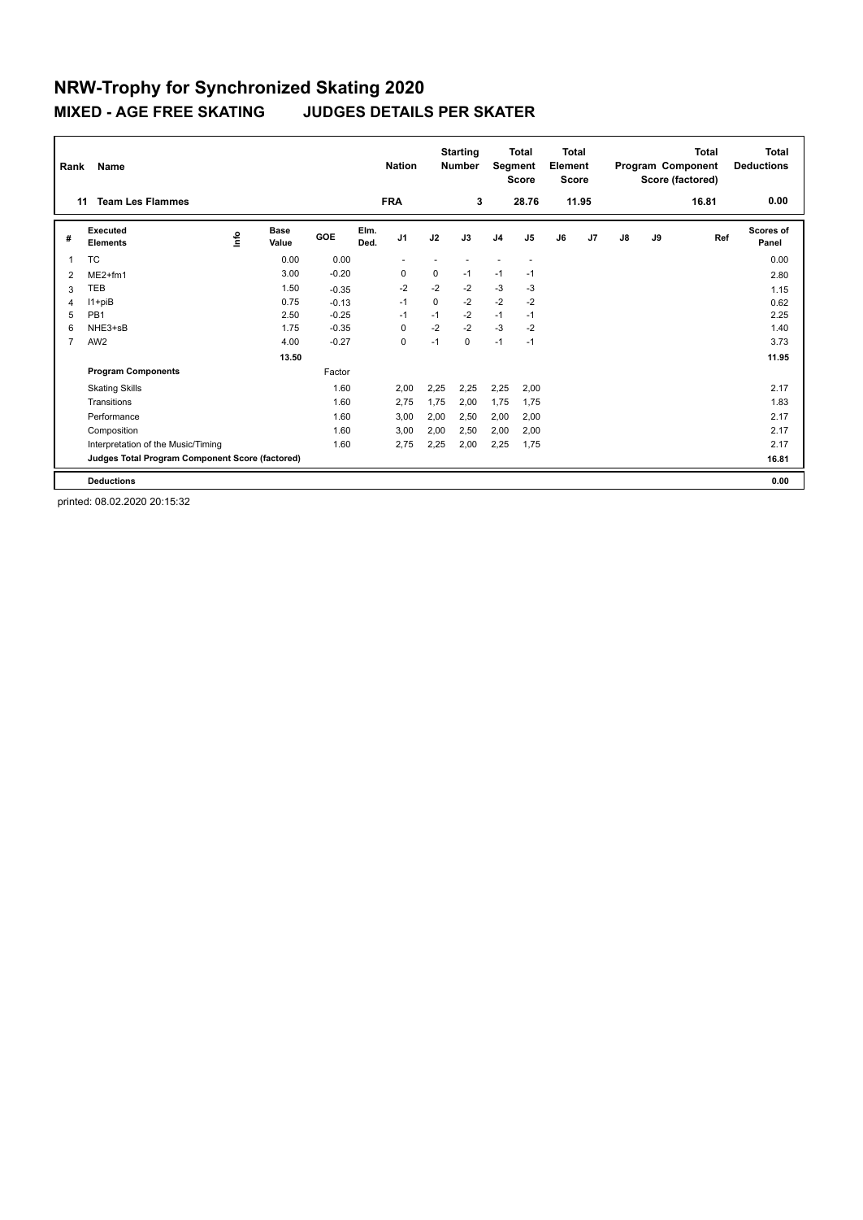# NRW-Trophy for Synchronized Skating 2020

## MIXED - AGE FREE SKATING JUDGES DETAILS PER SKATER

| Rank | Name | Nation | Starting Number | Total Segment Score | Total Element Score | Total Program Component Score (factored) | Total Deductions |
|---|---|---|---|---|---|---|---|
| 11 | Team Les Flammes | FRA | 3 | 28.76 | 11.95 | 16.81 | 0.00 |

| # | Executed Elements | Info | Base Value | GOE | Elm. Ded. | J1 | J2 | J3 | J4 | J5 | J6 | J7 | J8 | J9 | Ref | Scores of Panel |
|---|---|---|---|---|---|---|---|---|---|---|---|---|---|---|---|---|
| 1 | TC | | 0.00 | 0.00 | | - | - | - | - | - | | | | | | 0.00 |
| 2 | ME2+fm1 | | 3.00 | -0.20 | | 0 | 0 | -1 | -1 | -1 | | | | | | 2.80 |
| 3 | TEB | | 1.50 | -0.35 | | -2 | -2 | -2 | -3 | -3 | | | | | | 1.15 |
| 4 | I1+piB | | 0.75 | -0.13 | | -1 | 0 | -2 | -2 | -2 | | | | | | 0.62 |
| 5 | PB1 | | 2.50 | -0.25 | | -1 | -1 | -2 | -1 | -1 | | | | | | 2.25 |
| 6 | NHE3+sB | | 1.75 | -0.35 | | 0 | -2 | -2 | -3 | -2 | | | | | | 1.40 |
| 7 | AW2 | | 4.00 | -0.27 | | 0 | -1 | 0 | -1 | -1 | | | | | | 3.73 |
| | | | 13.50 | | | | | | | | | | | | | 11.95 |
| | **Program Components** | | | Factor | | | | | | | | | | | | |
| | Skating Skills | | | 1.60 | | 2,00 | 2,25 | 2,25 | 2,25 | 2,00 | | | | | | 2.17 |
| | Transitions | | | 1.60 | | 2,75 | 1,75 | 2,00 | 1,75 | 1,75 | | | | | | 1.83 |
| | Performance | | | 1.60 | | 3,00 | 2,00 | 2,50 | 2,00 | 2,00 | | | | | | 2.17 |
| | Composition | | | 1.60 | | 3,00 | 2,00 | 2,50 | 2,00 | 2,00 | | | | | | 2.17 |
| | Interpretation of the Music/Timing | | | 1.60 | | 2,75 | 2,25 | 2,00 | 2,25 | 1,75 | | | | | | 2.17 |
| | **Judges Total Program Component Score (factored)** | | | | | | | | | | | | | | | 16.81 |
| | **Deductions** | | | | | | | | | | | | | | | 0.00 |

printed: 08.02.2020 20:15:32